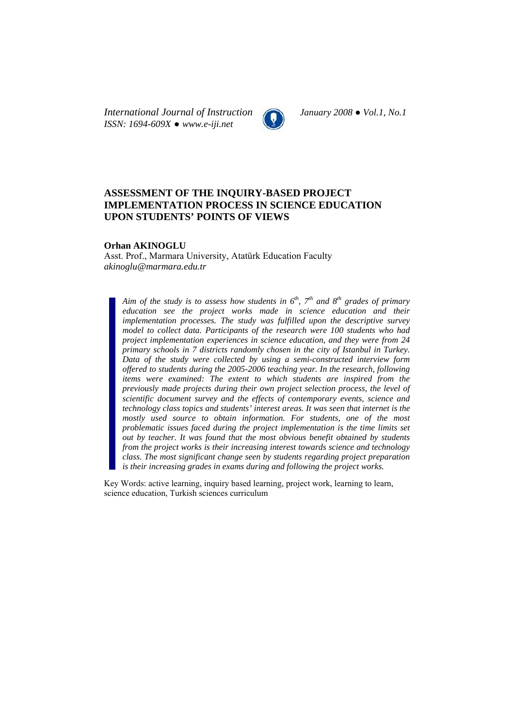# ASSESSMENT OF THE INQUIRY-BASED PROJECT IMPLEMENTATION PROCESS IN SCIENCE EDUCATION UPON STUDENTS' POINTS OF VIEWS

**Orhan AKINOGLU**
Asst. Prof., Marmara University, Atatürk Education Faculty
*akinoglu@marmara.edu.tr*

*Aim of the study is to assess how students in $6^{th}$, $7^{th}$ and $8^{th}$ grades of primary education see the project works made in science education and their implementation processes. The study was fulfilled upon the descriptive survey model to collect data. Participants of the research were 100 students who had project implementation experiences in science education, and they were from 24 primary schools in 7 districts randomly chosen in the city of Istanbul in Turkey. Data of the study were collected by using a semi-constructed interview form offered to students during the 2005-2006 teaching year. In the research, following items were examined: The extent to which students are inspired from the previously made projects during their own project selection process, the level of scientific document survey and the effects of contemporary events, science and technology class topics and students' interest areas. It was seen that internet is the mostly used source to obtain information. For students, one of the most problematic issues faced during the project implementation is the time limits set out by teacher. It was found that the most obvious benefit obtained by students from the project works is their increasing interest towards science and technology class. The most significant change seen by students regarding project preparation is their increasing grades in exams during and following the project works.*

Key Words: active learning, inquiry based learning, project work, learning to learn, science education, Turkish sciences curriculum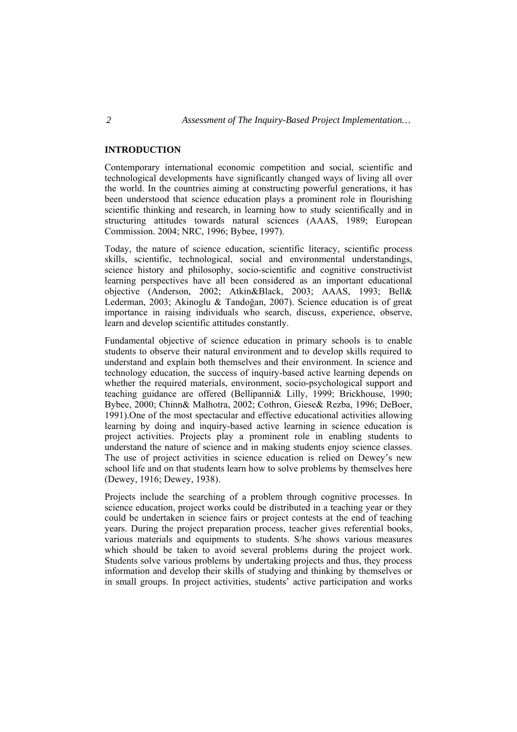## INTRODUCTION

Contemporary international economic competition and social, scientific and technological developments have significantly changed ways of living all over the world. In the countries aiming at constructing powerful generations, it has been understood that science education plays a prominent role in flourishing scientific thinking and research, in learning how to study scientifically and in structuring attitudes towards natural sciences (AAAS, 1989; European Commission. 2004; NRC, 1996; Bybee, 1997).

Today, the nature of science education, scientific literacy, scientific process skills, scientific, technological, social and environmental understandings, science history and philosophy, socio-scientific and cognitive constructivist learning perspectives have all been considered as an important educational objective (Anderson, 2002; Atkin&Black, 2003; AAAS, 1993; Bell& Lederman, 2003; Akinoglu & Tandoğan, 2007). Science education is of great importance in raising individuals who search, discuss, experience, observe, learn and develop scientific attitudes constantly.

Fundamental objective of science education in primary schools is to enable students to observe their natural environment and to develop skills required to understand and explain both themselves and their environment. In science and technology education, the success of inquiry-based active learning depends on whether the required materials, environment, socio-psychological support and teaching guidance are offered (Bellipanni& Lilly, 1999; Brickhouse, 1990; Bybee, 2000; Chinn& Malhotra, 2002; Cothron, Giese& Rezba, 1996; DeBoer, 1991).One of the most spectacular and effective educational activities allowing learning by doing and inquiry-based active learning in science education is project activities. Projects play a prominent role in enabling students to understand the nature of science and in making students enjoy science classes. The use of project activities in science education is relied on Dewey's new school life and on that students learn how to solve problems by themselves here (Dewey, 1916; Dewey, 1938).

Projects include the searching of a problem through cognitive processes. In science education, project works could be distributed in a teaching year or they could be undertaken in science fairs or project contests at the end of teaching years. During the project preparation process, teacher gives referential books, various materials and equipments to students. S/he shows various measures which should be taken to avoid several problems during the project work. Students solve various problems by undertaking projects and thus, they process information and develop their skills of studying and thinking by themselves or in small groups. In project activities, students' active participation and works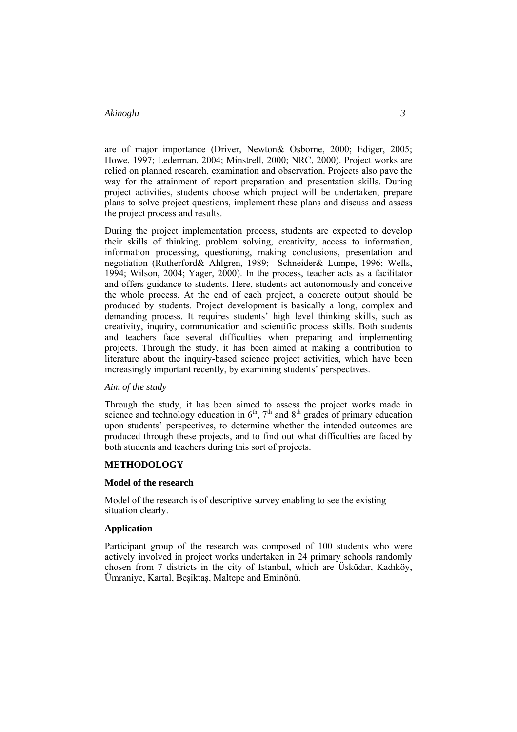are of major importance (Driver, Newton& Osborne, 2000; Ediger, 2005; Howe, 1997; Lederman, 2004; Minstrell, 2000; NRC, 2000). Project works are relied on planned research, examination and observation. Projects also pave the way for the attainment of report preparation and presentation skills. During project activities, students choose which project will be undertaken, prepare plans to solve project questions, implement these plans and discuss and assess the project process and results.

During the project implementation process, students are expected to develop their skills of thinking, problem solving, creativity, access to information, information processing, questioning, making conclusions, presentation and negotiation (Rutherford& Ahlgren, 1989; Schneider& Lumpe, 1996; Wells, 1994; Wilson, 2004; Yager, 2000). In the process, teacher acts as a facilitator and offers guidance to students. Here, students act autonomously and conceive the whole process. At the end of each project, a concrete output should be produced by students. Project development is basically a long, complex and demanding process. It requires students' high level thinking skills, such as creativity, inquiry, communication and scientific process skills. Both students and teachers face several difficulties when preparing and implementing projects. Through the study, it has been aimed at making a contribution to literature about the inquiry-based science project activities, which have been increasingly important recently, by examining students' perspectives.

*Aim of the study*

Through the study, it has been aimed to assess the project works made in science and technology education in 6th, 7th and 8th grades of primary education upon students' perspectives, to determine whether the intended outcomes are produced through these projects, and to find out what difficulties are faced by both students and teachers during this sort of projects.

## METHODOLOGY

### Model of the research

Model of the research is of descriptive survey enabling to see the existing situation clearly.

### Application

Participant group of the research was composed of 100 students who were actively involved in project works undertaken in 24 primary schools randomly chosen from 7 districts in the city of Istanbul, which are Üsküdar, Kadıköy, Ümraniye, Kartal, Beşiktaş, Maltepe and Eminönü.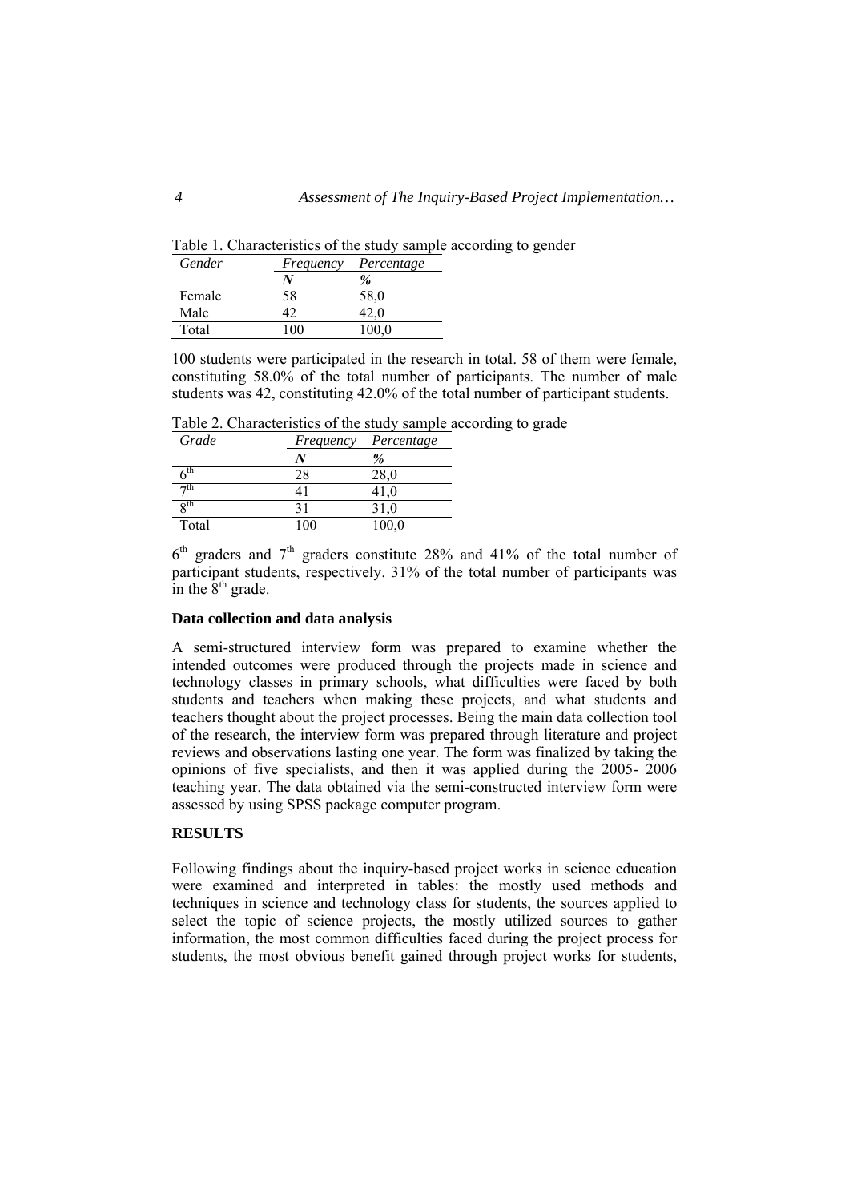Table 1. Characteristics of the study sample according to gender

| *Gender* | *Frequency* | *Percentage* |
|---|---|---|
| | ***N*** | ***%*** |
| Female | 58 | 58,0 |
| Male | 42 | 42,0 |
| Total | 100 | 100,0 |

100 students were participated in the research in total. 58 of them were female, constituting 58.0% of the total number of participants. The number of male students was 42, constituting 42.0% of the total number of participant students.

Table 2. Characteristics of the study sample according to grade

| *Grade* | *Frequency* | *Percentage* |
|---|---|---|
| | ***N*** | ***%*** |
| $6^{th}$ | 28 | 28,0 |
| $7^{th}$ | 41 | 41,0 |
| $8^{th}$ | 31 | 31,0 |
| Total | 100 | 100,0 |

$6^{th}$ graders and $7^{th}$ graders constitute 28% and 41% of the total number of participant students, respectively. 31% of the total number of participants was in the $8^{th}$ grade.

### Data collection and data analysis

A semi-structured interview form was prepared to examine whether the intended outcomes were produced through the projects made in science and technology classes in primary schools, what difficulties were faced by both students and teachers when making these projects, and what students and teachers thought about the project processes. Being the main data collection tool of the research, the interview form was prepared through literature and project reviews and observations lasting one year. The form was finalized by taking the opinions of five specialists, and then it was applied during the 2005- 2006 teaching year. The data obtained via the semi-constructed interview form were assessed by using SPSS package computer program.

## RESULTS

Following findings about the inquiry-based project works in science education were examined and interpreted in tables: the mostly used methods and techniques in science and technology class for students, the sources applied to select the topic of science projects, the mostly utilized sources to gather information, the most common difficulties faced during the project process for students, the most obvious benefit gained through project works for students,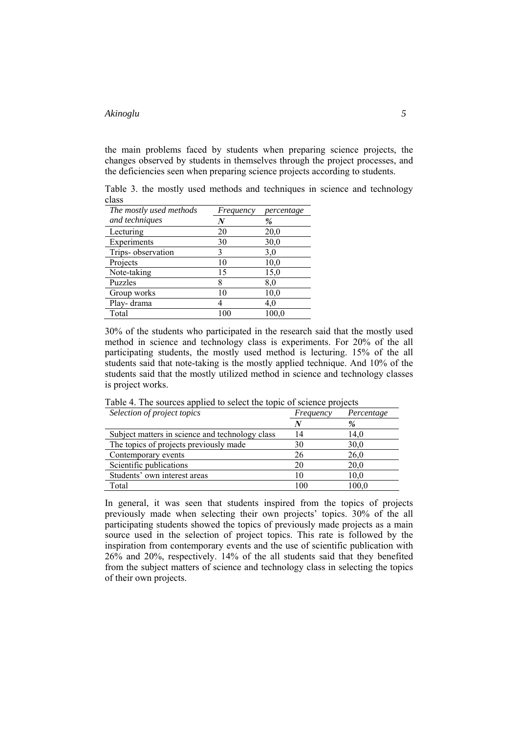the main problems faced by students when preparing science projects, the changes observed by students in themselves through the project processes, and the deficiencies seen when preparing science projects according to students.

Table 3. the mostly used methods and techniques in science and technology class

| *The mostly used methods and techniques* | *Frequency* ***N*** | *percentage* ***%*** |
|---|---|---|
| Lecturing | 20 | 20,0 |
| Experiments | 30 | 30,0 |
| Trips- observation | 3 | 3,0 |
| Projects | 10 | 10,0 |
| Note-taking | 15 | 15,0 |
| Puzzles | 8 | 8,0 |
| Group works | 10 | 10,0 |
| Play- drama | 4 | 4,0 |
| Total | 100 | 100,0 |

30% of the students who participated in the research said that the mostly used method in science and technology class is experiments. For 20% of the all participating students, the mostly used method is lecturing. 15% of the all students said that note-taking is the mostly applied technique. And 10% of the students said that the mostly utilized method in science and technology classes is project works.

Table 4. The sources applied to select the topic of science projects

| *Selection of project topics* | *Frequency* ***N*** | *Percentage* ***%*** |
|---|---|---|
| Subject matters in science and technology class | 14 | 14,0 |
| The topics of projects previously made | 30 | 30,0 |
| Contemporary events | 26 | 26,0 |
| Scientific publications | 20 | 20,0 |
| Students' own interest areas | 10 | 10,0 |
| Total | 100 | 100,0 |

In general, it was seen that students inspired from the topics of projects previously made when selecting their own projects' topics. 30% of the all participating students showed the topics of previously made projects as a main source used in the selection of project topics. This rate is followed by the inspiration from contemporary events and the use of scientific publication with 26% and 20%, respectively. 14% of the all students said that they benefited from the subject matters of science and technology class in selecting the topics of their own projects.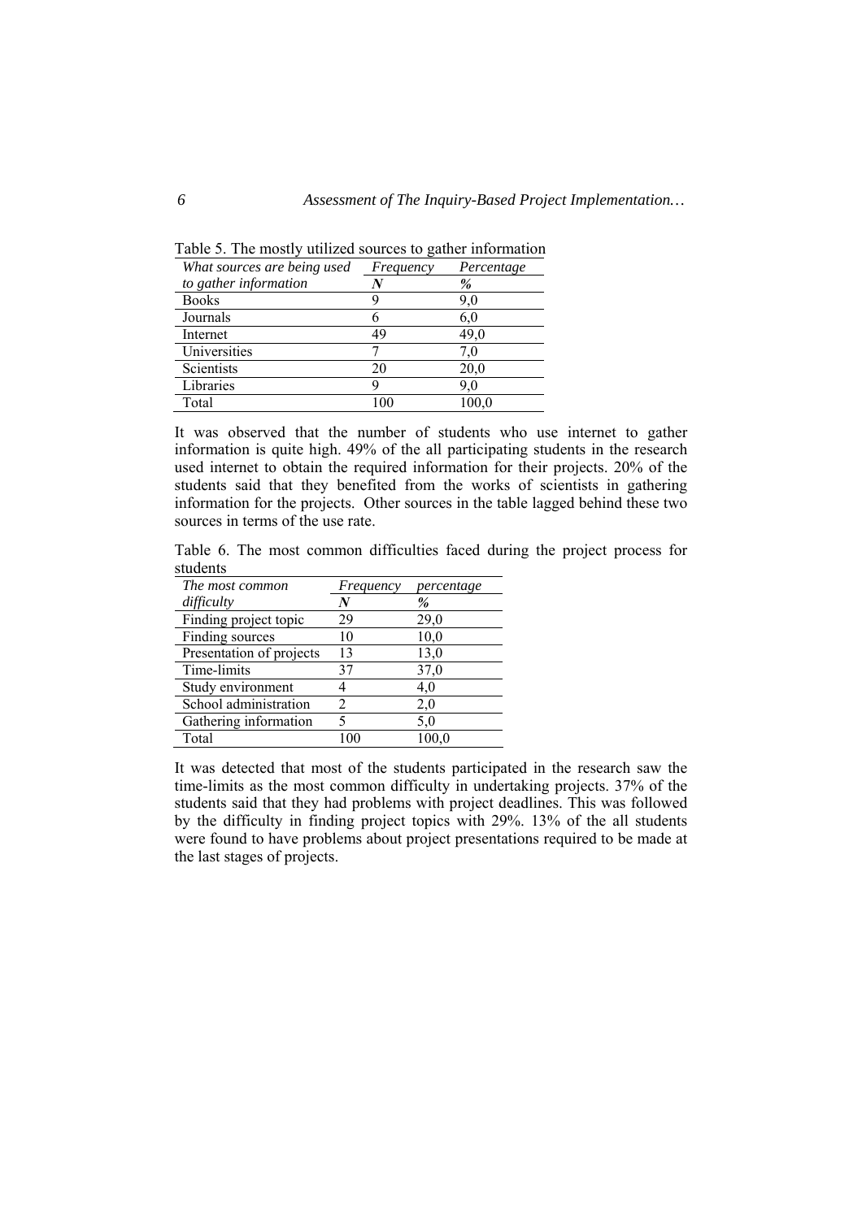Table 5. The mostly utilized sources to gather information

| *What sources are being used to gather information* | *Frequency* *N* | *Percentage* *%* |
|---|---|---|
| Books | 9 | 9,0 |
| Journals | 6 | 6,0 |
| Internet | 49 | 49,0 |
| Universities | 7 | 7,0 |
| Scientists | 20 | 20,0 |
| Libraries | 9 | 9,0 |
| Total | 100 | 100,0 |

It was observed that the number of students who use internet to gather information is quite high. 49% of the all participating students in the research used internet to obtain the required information for their projects. 20% of the students said that they benefited from the works of scientists in gathering information for the projects. Other sources in the table lagged behind these two sources in terms of the use rate.

Table 6. The most common difficulties faced during the project process for students

| *The most common difficulty* | *Frequency* *N* | *percentage* *%* |
|---|---|---|
| Finding project topic | 29 | 29,0 |
| Finding sources | 10 | 10,0 |
| Presentation of projects | 13 | 13,0 |
| Time-limits | 37 | 37,0 |
| Study environment | 4 | 4,0 |
| School administration | 2 | 2,0 |
| Gathering information | 5 | 5,0 |
| Total | 100 | 100,0 |

It was detected that most of the students participated in the research saw the time-limits as the most common difficulty in undertaking projects. 37% of the students said that they had problems with project deadlines. This was followed by the difficulty in finding project topics with 29%. 13% of the all students were found to have problems about project presentations required to be made at the last stages of projects.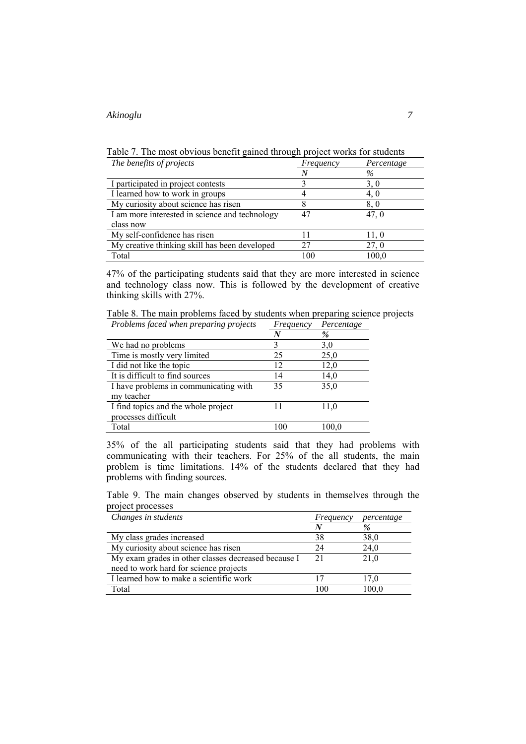Table 7. The most obvious benefit gained through project works for students

| *The benefits of projects* | *Frequency* | *Percentage* |
|---|---|---|
| | *N* | *%* |
| I participated in project contests | 3 | 3, 0 |
| I learned how to work in groups | 4 | 4, 0 |
| My curiosity about science has risen | 8 | 8, 0 |
| I am more interested in science and technology class now | 47 | 47, 0 |
| My self-confidence has risen | 11 | 11, 0 |
| My creative thinking skill has been developed | 27 | 27, 0 |
| Total | 100 | 100,0 |

47% of the participating students said that they are more interested in science and technology class now. This is followed by the development of creative thinking skills with 27%.

Table 8. The main problems faced by students when preparing science projects

| *Problems faced when preparing projects* | *Frequency* | *Percentage* |
|---|---|---|
| | ***N*** | ***%*** |
| We had no problems | 3 | 3,0 |
| Time is mostly very limited | 25 | 25,0 |
| I did not like the topic | 12 | 12,0 |
| It is difficult to find sources | 14 | 14,0 |
| I have problems in communicating with my teacher | 35 | 35,0 |
| I find topics and the whole project processes difficult | 11 | 11,0 |
| Total | 100 | 100,0 |

35% of the all participating students said that they had problems with communicating with their teachers. For 25% of the all students, the main problem is time limitations. 14% of the students declared that they had problems with finding sources.

Table 9. The main changes observed by students in themselves through the project processes

| *Changes in students* | *Frequency* | *percentage* |
|---|---|---|
| | ***N*** | ***%*** |
| My class grades increased | 38 | 38,0 |
| My curiosity about science has risen | 24 | 24,0 |
| My exam grades in other classes decreased because I need to work hard for science projects | 21 | 21,0 |
| I learned how to make a scientific work | 17 | 17,0 |
| Total | 100 | 100,0 |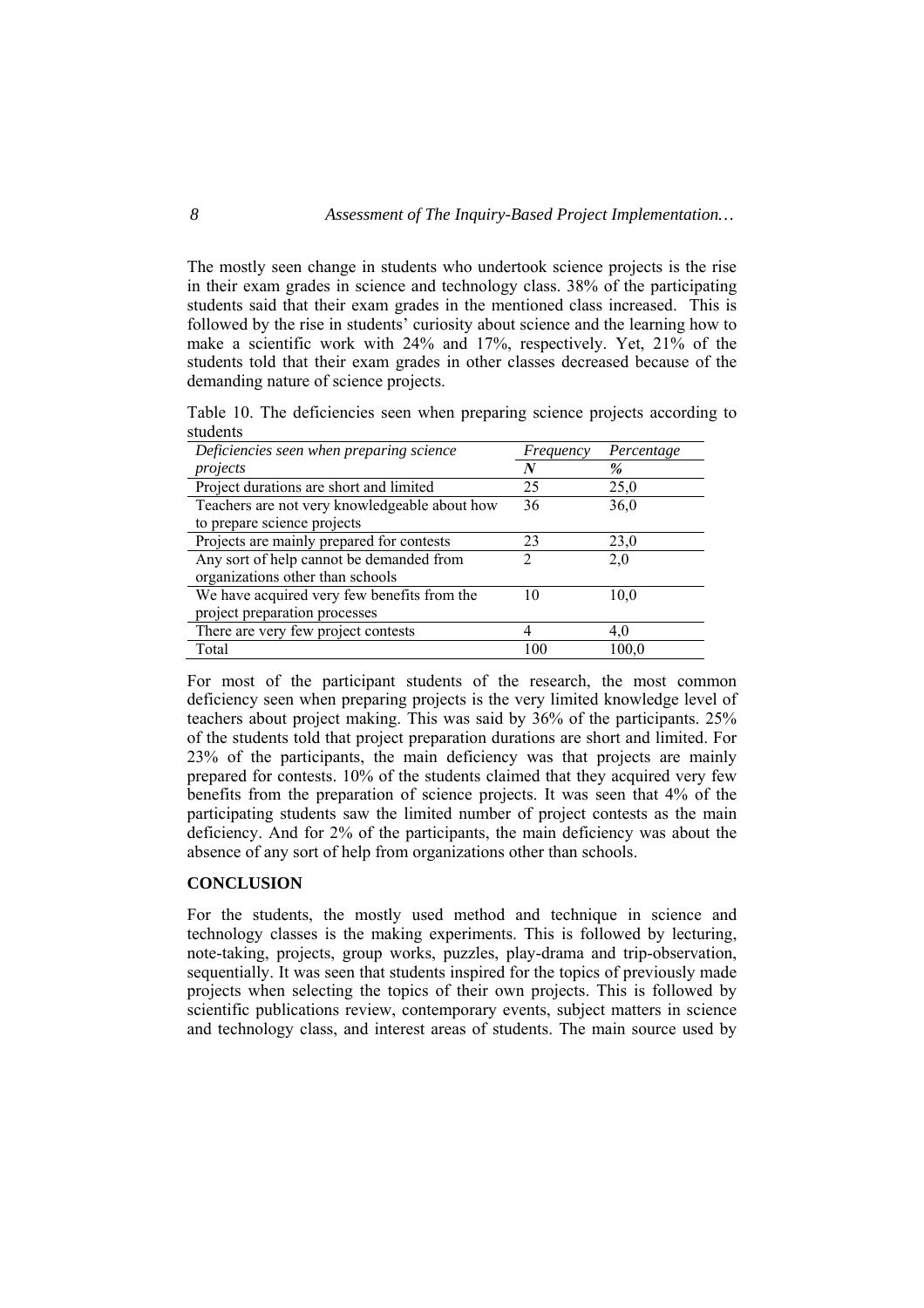The mostly seen change in students who undertook science projects is the rise in their exam grades in science and technology class. 38% of the participating students said that their exam grades in the mentioned class increased. This is followed by the rise in students' curiosity about science and the learning how to make a scientific work with 24% and 17%, respectively. Yet, 21% of the students told that their exam grades in other classes decreased because of the demanding nature of science projects.

Table 10. The deficiencies seen when preparing science projects according to students

| *Deficiencies seen when preparing science projects* | *Frequency* ***N*** | *Percentage* ***%*** |
|---|---|---|
| Project durations are short and limited | 25 | 25,0 |
| Teachers are not very knowledgeable about how to prepare science projects | 36 | 36,0 |
| Projects are mainly prepared for contests | 23 | 23,0 |
| Any sort of help cannot be demanded from organizations other than schools | 2 | 2,0 |
| We have acquired very few benefits from the project preparation processes | 10 | 10,0 |
| There are very few project contests | 4 | 4,0 |
| Total | 100 | 100,0 |

For most of the participant students of the research, the most common deficiency seen when preparing projects is the very limited knowledge level of teachers about project making. This was said by 36% of the participants. 25% of the students told that project preparation durations are short and limited. For 23% of the participants, the main deficiency was that projects are mainly prepared for contests. 10% of the students claimed that they acquired very few benefits from the preparation of science projects. It was seen that 4% of the participating students saw the limited number of project contests as the main deficiency. And for 2% of the participants, the main deficiency was about the absence of any sort of help from organizations other than schools.

## CONCLUSION

For the students, the mostly used method and technique in science and technology classes is the making experiments. This is followed by lecturing, note-taking, projects, group works, puzzles, play-drama and trip-observation, sequentially. It was seen that students inspired for the topics of previously made projects when selecting the topics of their own projects. This is followed by scientific publications review, contemporary events, subject matters in science and technology class, and interest areas of students. The main source used by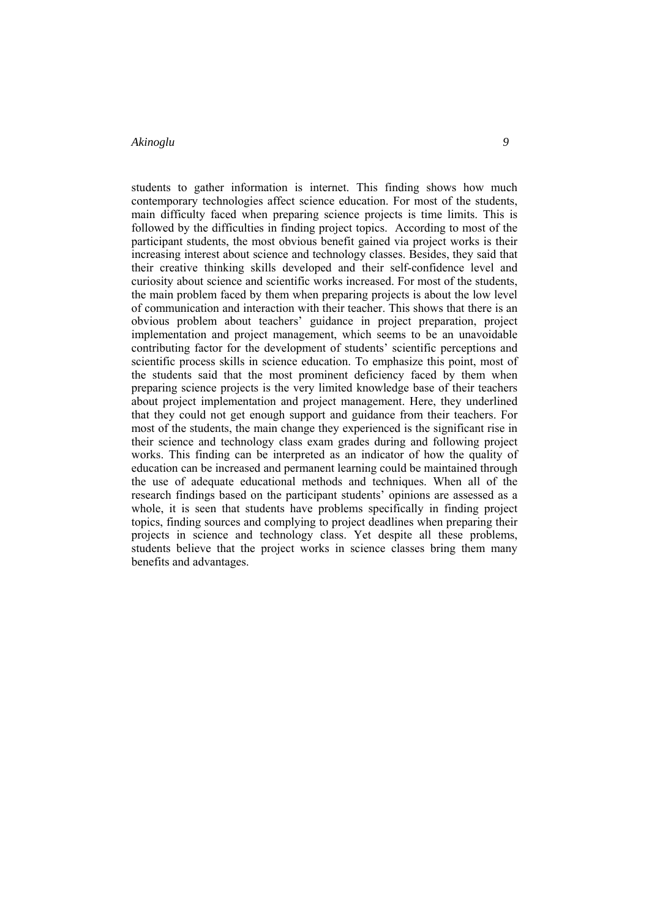students to gather information is internet. This finding shows how much contemporary technologies affect science education. For most of the students, main difficulty faced when preparing science projects is time limits. This is followed by the difficulties in finding project topics. According to most of the participant students, the most obvious benefit gained via project works is their increasing interest about science and technology classes. Besides, they said that their creative thinking skills developed and their self-confidence level and curiosity about science and scientific works increased. For most of the students, the main problem faced by them when preparing projects is about the low level of communication and interaction with their teacher. This shows that there is an obvious problem about teachers' guidance in project preparation, project implementation and project management, which seems to be an unavoidable contributing factor for the development of students' scientific perceptions and scientific process skills in science education. To emphasize this point, most of the students said that the most prominent deficiency faced by them when preparing science projects is the very limited knowledge base of their teachers about project implementation and project management. Here, they underlined that they could not get enough support and guidance from their teachers. For most of the students, the main change they experienced is the significant rise in their science and technology class exam grades during and following project works. This finding can be interpreted as an indicator of how the quality of education can be increased and permanent learning could be maintained through the use of adequate educational methods and techniques. When all of the research findings based on the participant students' opinions are assessed as a whole, it is seen that students have problems specifically in finding project topics, finding sources and complying to project deadlines when preparing their projects in science and technology class. Yet despite all these problems, students believe that the project works in science classes bring them many benefits and advantages.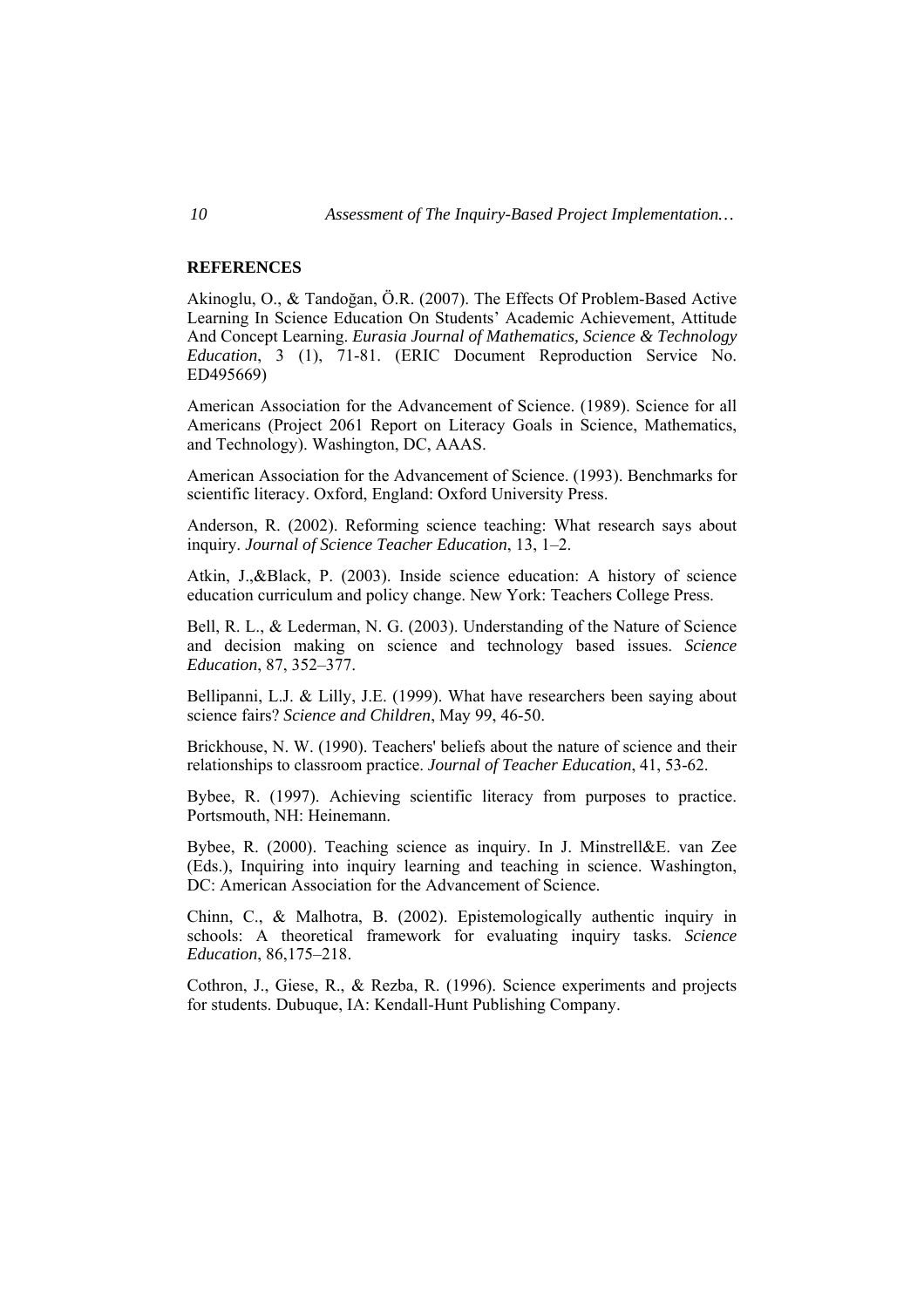## REFERENCES

Akinoglu, O., & Tandoğan, Ö.R. (2007). The Effects Of Problem-Based Active Learning In Science Education On Students' Academic Achievement, Attitude And Concept Learning. *Eurasia Journal of Mathematics, Science & Technology Education*, 3 (1), 71-81. (ERIC Document Reproduction Service No. ED495669)

American Association for the Advancement of Science. (1989). Science for all Americans (Project 2061 Report on Literacy Goals in Science, Mathematics, and Technology). Washington, DC, AAAS.

American Association for the Advancement of Science. (1993). Benchmarks for scientific literacy. Oxford, England: Oxford University Press.

Anderson, R. (2002). Reforming science teaching: What research says about inquiry. *Journal of Science Teacher Education*, 13, 1–2.

Atkin, J.,&Black, P. (2003). Inside science education: A history of science education curriculum and policy change. New York: Teachers College Press.

Bell, R. L., & Lederman, N. G. (2003). Understanding of the Nature of Science and decision making on science and technology based issues. *Science Education*, 87, 352–377.

Bellipanni, L.J. & Lilly, J.E. (1999). What have researchers been saying about science fairs? *Science and Children*, May 99, 46-50.

Brickhouse, N. W. (1990). Teachers' beliefs about the nature of science and their relationships to classroom practice. *Journal of Teacher Education*, 41, 53-62.

Bybee, R. (1997). Achieving scientific literacy from purposes to practice. Portsmouth, NH: Heinemann.

Bybee, R. (2000). Teaching science as inquiry. In J. Minstrell&E. van Zee (Eds.), Inquiring into inquiry learning and teaching in science. Washington, DC: American Association for the Advancement of Science.

Chinn, C., & Malhotra, B. (2002). Epistemologically authentic inquiry in schools: A theoretical framework for evaluating inquiry tasks. *Science Education*, 86,175–218.

Cothron, J., Giese, R., & Rezba, R. (1996). Science experiments and projects for students. Dubuque, IA: Kendall-Hunt Publishing Company.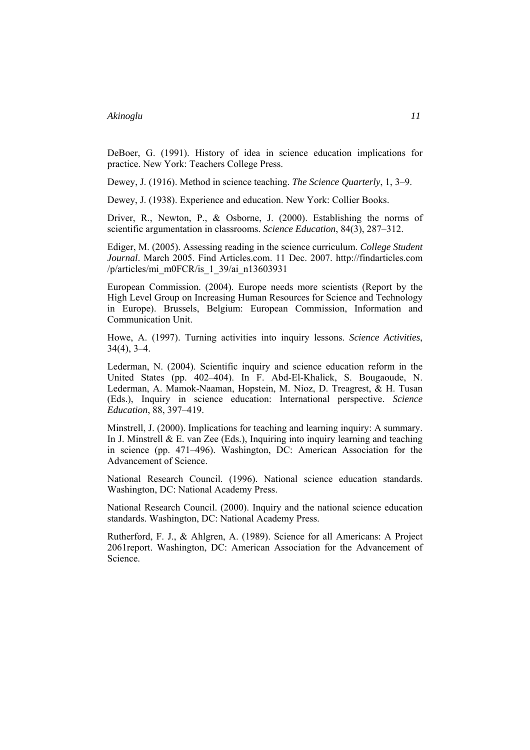DeBoer, G. (1991). History of idea in science education implications for practice. New York: Teachers College Press.

Dewey, J. (1916). Method in science teaching. *The Science Quarterly*, 1, 3–9.

Dewey, J. (1938). Experience and education. New York: Collier Books.

Driver, R., Newton, P., & Osborne, J. (2000). Establishing the norms of scientific argumentation in classrooms. *Science Education*, 84(3), 287–312.

Ediger, M. (2005). Assessing reading in the science curriculum. *College Student Journal*. March 2005. Find Articles.com. 11 Dec. 2007. http://findarticles.com /p/articles/mi_m0FCR/is_1_39/ai_n13603931

European Commission. (2004). Europe needs more scientists (Report by the High Level Group on Increasing Human Resources for Science and Technology in Europe). Brussels, Belgium: European Commission, Information and Communication Unit.

Howe, A. (1997). Turning activities into inquiry lessons. *Science Activities*, 34(4), 3–4.

Lederman, N. (2004). Scientific inquiry and science education reform in the United States (pp. 402–404). In F. Abd-El-Khalick, S. Bougaoude, N. Lederman, A. Mamok-Naaman, Hopstein, M. Nioz, D. Treagrest, & H. Tusan (Eds.), Inquiry in science education: International perspective. *Science Education*, 88, 397–419.

Minstrell, J. (2000). Implications for teaching and learning inquiry: A summary. In J. Minstrell & E. van Zee (Eds.), Inquiring into inquiry learning and teaching in science (pp. 471–496). Washington, DC: American Association for the Advancement of Science.

National Research Council. (1996). National science education standards. Washington, DC: National Academy Press.

National Research Council. (2000). Inquiry and the national science education standards. Washington, DC: National Academy Press.

Rutherford, F. J., & Ahlgren, A. (1989). Science for all Americans: A Project 2061report. Washington, DC: American Association for the Advancement of Science.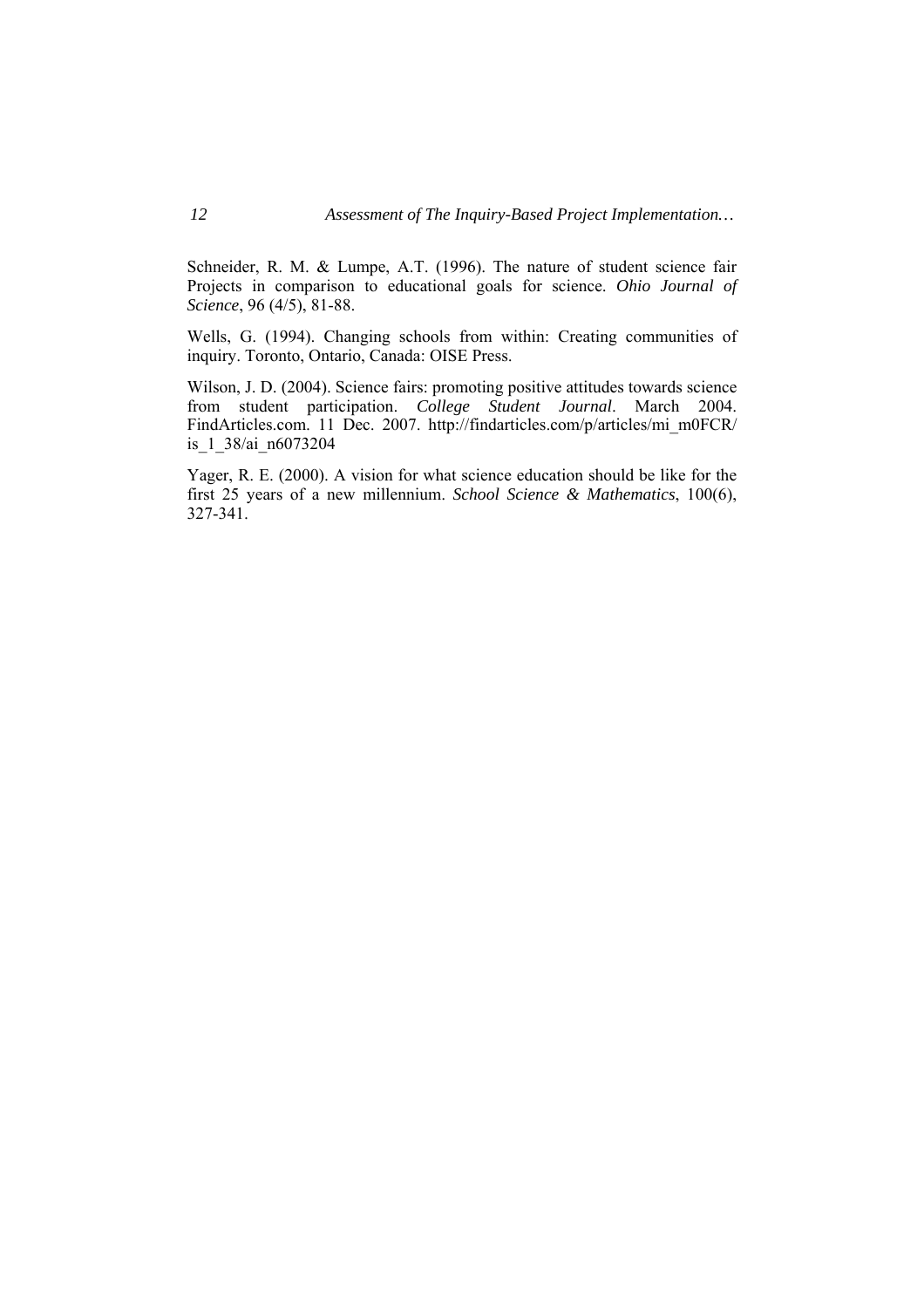Schneider, R. M. & Lumpe, A.T. (1996). The nature of student science fair Projects in comparison to educational goals for science. *Ohio Journal of Science*, 96 (4/5), 81-88.

Wells, G. (1994). Changing schools from within: Creating communities of inquiry. Toronto, Ontario, Canada: OISE Press.

Wilson, J. D. (2004). Science fairs: promoting positive attitudes towards science from student participation. *College Student Journal*. March 2004. FindArticles.com. 11 Dec. 2007. http://findarticles.com/p/articles/mi_m0FCR/is_1_38/ai_n6073204

Yager, R. E. (2000). A vision for what science education should be like for the first 25 years of a new millennium. *School Science & Mathematics*, 100(6), 327-341.